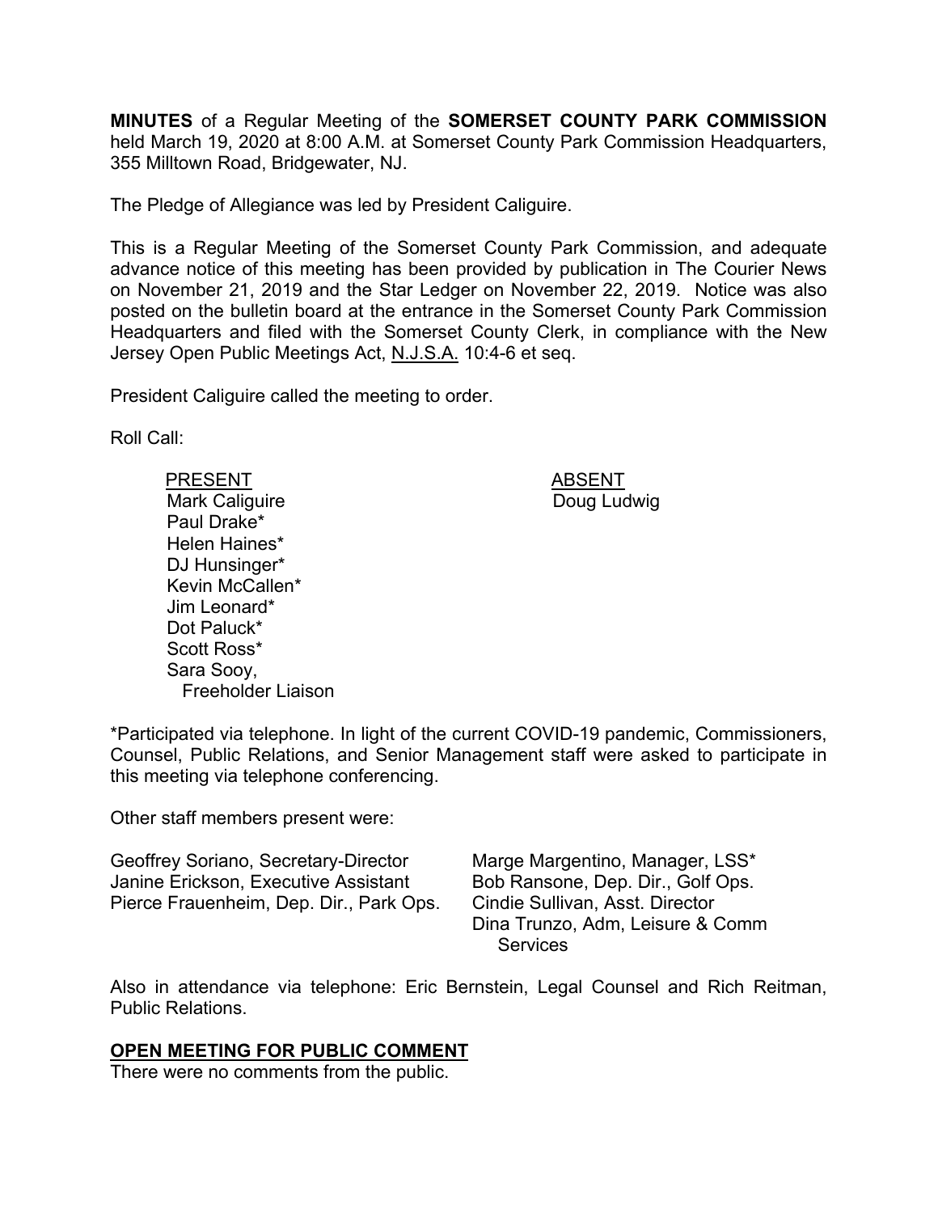**MINUTES** of a Regular Meeting of the **SOMERSET COUNTY PARK COMMISSION** held March 19, 2020 at 8:00 A.M. at Somerset County Park Commission Headquarters, 355 Milltown Road, Bridgewater, NJ.

The Pledge of Allegiance was led by President Caliguire.

This is a Regular Meeting of the Somerset County Park Commission, and adequate advance notice of this meeting has been provided by publication in The Courier News on November 21, 2019 and the Star Ledger on November 22, 2019. Notice was also posted on the bulletin board at the entrance in the Somerset County Park Commission Headquarters and filed with the Somerset County Clerk, in compliance with the New Jersey Open Public Meetings Act, N.J.S.A. 10:4-6 et seq.

President Caliguire called the meeting to order.

Roll Call:

| PRESENT | ABSENT |
|---|---|
| Mark Caliguire | Doug Ludwig |
| Paul Drake* | |
| Helen Haines* | |
| DJ Hunsinger* | |
| Kevin McCallen* | |
| Jim Leonard* | |
| Dot Paluck* | |
| Scott Ross* | |
| Sara Sooy, Freeholder Liaison | |

*Participated via telephone. In light of the current COVID-19 pandemic, Commissioners, Counsel, Public Relations, and Senior Management staff were asked to participate in this meeting via telephone conferencing.

Other staff members present were:

Geoffrey Soriano, Secretary-Director
Janine Erickson, Executive Assistant
Pierce Frauenheim, Dep. Dir., Park Ops.
Marge Margentino, Manager, LSS*
Bob Ransone, Dep. Dir., Golf Ops.
Cindie Sullivan, Asst. Director
Dina Trunzo, Adm, Leisure & Comm Services

Also in attendance via telephone: Eric Bernstein, Legal Counsel and Rich Reitman, Public Relations.

## OPEN MEETING FOR PUBLIC COMMENT

There were no comments from the public.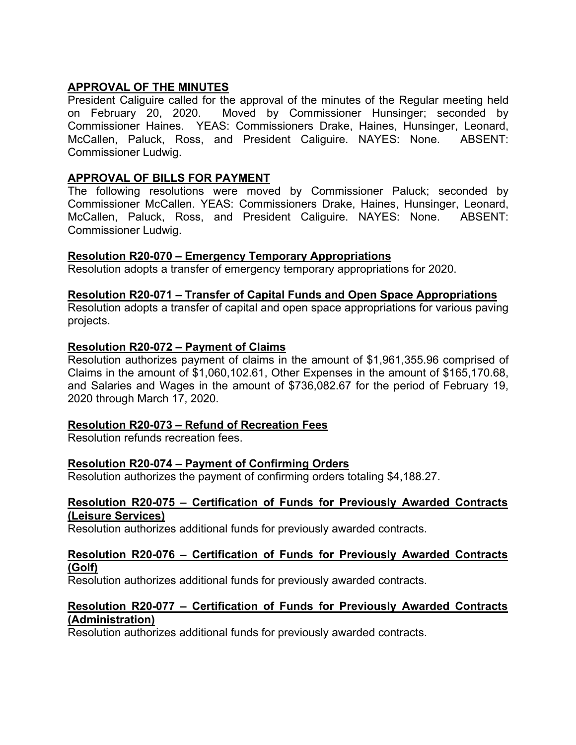## APPROVAL OF THE MINUTES

President Caliguire called for the approval of the minutes of the Regular meeting held on February 20, 2020. Moved by Commissioner Hunsinger; seconded by Commissioner Haines. YEAS: Commissioners Drake, Haines, Hunsinger, Leonard, McCallen, Paluck, Ross, and President Caliguire. NAYES: None. ABSENT: Commissioner Ludwig.

## APPROVAL OF BILLS FOR PAYMENT

The following resolutions were moved by Commissioner Paluck; seconded by Commissioner McCallen. YEAS: Commissioners Drake, Haines, Hunsinger, Leonard, McCallen, Paluck, Ross, and President Caliguire. NAYES: None. ABSENT: Commissioner Ludwig.

### Resolution R20-070 – Emergency Temporary Appropriations

Resolution adopts a transfer of emergency temporary appropriations for 2020.

### Resolution R20-071 – Transfer of Capital Funds and Open Space Appropriations

Resolution adopts a transfer of capital and open space appropriations for various paving projects.

### Resolution R20-072 – Payment of Claims

Resolution authorizes payment of claims in the amount of $1,961,355.96 comprised of Claims in the amount of $1,060,102.61, Other Expenses in the amount of $165,170.68, and Salaries and Wages in the amount of $736,082.67 for the period of February 19, 2020 through March 17, 2020.

### Resolution R20-073 – Refund of Recreation Fees

Resolution refunds recreation fees.

### Resolution R20-074 – Payment of Confirming Orders

Resolution authorizes the payment of confirming orders totaling $4,188.27.

### Resolution R20-075 – Certification of Funds for Previously Awarded Contracts (Leisure Services)

Resolution authorizes additional funds for previously awarded contracts.

### Resolution R20-076 – Certification of Funds for Previously Awarded Contracts (Golf)

Resolution authorizes additional funds for previously awarded contracts.

### Resolution R20-077 – Certification of Funds for Previously Awarded Contracts (Administration)

Resolution authorizes additional funds for previously awarded contracts.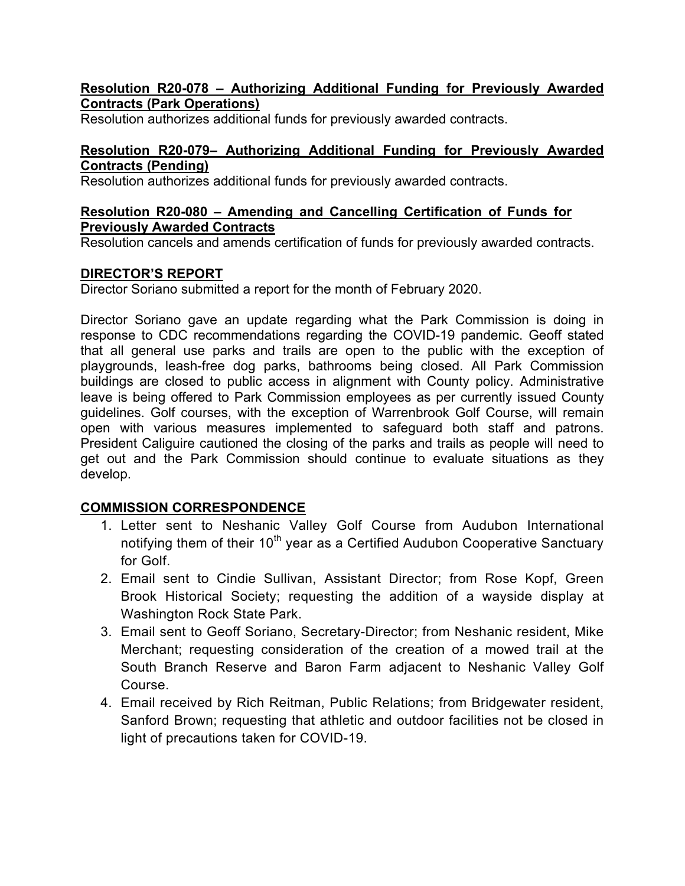**Resolution R20-078 – Authorizing Additional Funding for Previously Awarded Contracts (Park Operations)**
Resolution authorizes additional funds for previously awarded contracts.

**Resolution R20-079– Authorizing Additional Funding for Previously Awarded Contracts (Pending)**
Resolution authorizes additional funds for previously awarded contracts.

**Resolution R20-080 – Amending and Cancelling Certification of Funds for Previously Awarded Contracts**
Resolution cancels and amends certification of funds for previously awarded contracts.

**DIRECTOR'S REPORT**
Director Soriano submitted a report for the month of February 2020.

Director Soriano gave an update regarding what the Park Commission is doing in response to CDC recommendations regarding the COVID-19 pandemic. Geoff stated that all general use parks and trails are open to the public with the exception of playgrounds, leash-free dog parks, bathrooms being closed. All Park Commission buildings are closed to public access in alignment with County policy. Administrative leave is being offered to Park Commission employees as per currently issued County guidelines. Golf courses, with the exception of Warrenbrook Golf Course, will remain open with various measures implemented to safeguard both staff and patrons. President Caliguire cautioned the closing of the parks and trails as people will need to get out and the Park Commission should continue to evaluate situations as they develop.

**COMMISSION CORRESPONDENCE**

1. Letter sent to Neshanic Valley Golf Course from Audubon International notifying them of their 10th year as a Certified Audubon Cooperative Sanctuary for Golf.
2. Email sent to Cindie Sullivan, Assistant Director; from Rose Kopf, Green Brook Historical Society; requesting the addition of a wayside display at Washington Rock State Park.
3. Email sent to Geoff Soriano, Secretary-Director; from Neshanic resident, Mike Merchant; requesting consideration of the creation of a mowed trail at the South Branch Reserve and Baron Farm adjacent to Neshanic Valley Golf Course.
4. Email received by Rich Reitman, Public Relations; from Bridgewater resident, Sanford Brown; requesting that athletic and outdoor facilities not be closed in light of precautions taken for COVID-19.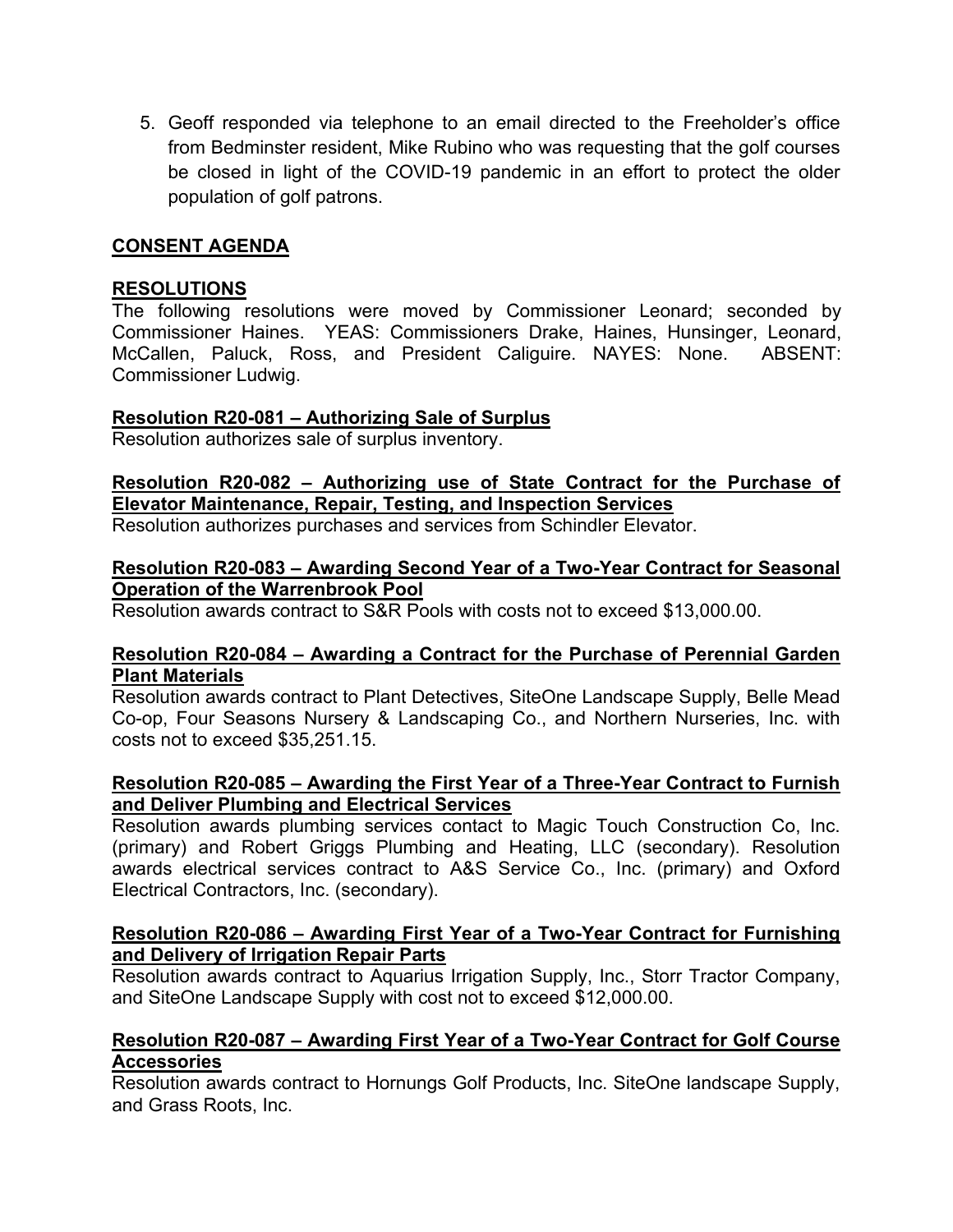5. Geoff responded via telephone to an email directed to the Freeholder's office from Bedminster resident, Mike Rubino who was requesting that the golf courses be closed in light of the COVID-19 pandemic in an effort to protect the older population of golf patrons.

## CONSENT AGENDA

## RESOLUTIONS

The following resolutions were moved by Commissioner Leonard; seconded by Commissioner Haines. YEAS: Commissioners Drake, Haines, Hunsinger, Leonard, McCallen, Paluck, Ross, and President Caliguire. NAYES: None. ABSENT: Commissioner Ludwig.

**Resolution R20-081 – Authorizing Sale of Surplus**

Resolution authorizes sale of surplus inventory.

**Resolution R20-082 – Authorizing use of State Contract for the Purchase of Elevator Maintenance, Repair, Testing, and Inspection Services**

Resolution authorizes purchases and services from Schindler Elevator.

**Resolution R20-083 – Awarding Second Year of a Two-Year Contract for Seasonal Operation of the Warrenbrook Pool**

Resolution awards contract to S&R Pools with costs not to exceed $13,000.00.

**Resolution R20-084 – Awarding a Contract for the Purchase of Perennial Garden Plant Materials**

Resolution awards contract to Plant Detectives, SiteOne Landscape Supply, Belle Mead Co-op, Four Seasons Nursery & Landscaping Co., and Northern Nurseries, Inc. with costs not to exceed $35,251.15.

**Resolution R20-085 – Awarding the First Year of a Three-Year Contract to Furnish and Deliver Plumbing and Electrical Services**

Resolution awards plumbing services contact to Magic Touch Construction Co, Inc. (primary) and Robert Griggs Plumbing and Heating, LLC (secondary). Resolution awards electrical services contract to A&S Service Co., Inc. (primary) and Oxford Electrical Contractors, Inc. (secondary).

**Resolution R20-086 – Awarding First Year of a Two-Year Contract for Furnishing and Delivery of Irrigation Repair Parts**

Resolution awards contract to Aquarius Irrigation Supply, Inc., Storr Tractor Company, and SiteOne Landscape Supply with cost not to exceed $12,000.00.

**Resolution R20-087 – Awarding First Year of a Two-Year Contract for Golf Course Accessories**

Resolution awards contract to Hornungs Golf Products, Inc. SiteOne landscape Supply, and Grass Roots, Inc.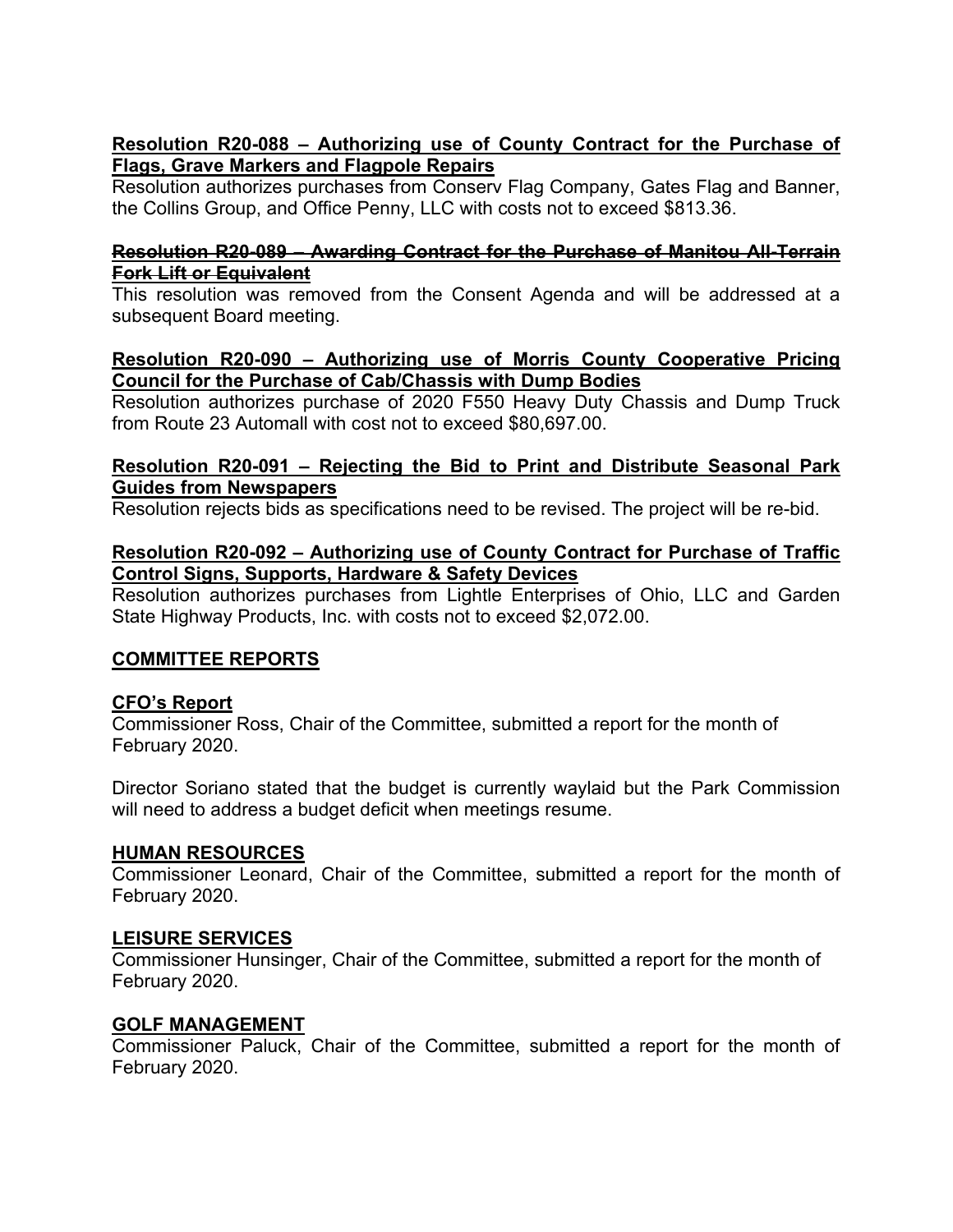**Resolution R20-088 – Authorizing use of County Contract for the Purchase of Flags, Grave Markers and Flagpole Repairs**

Resolution authorizes purchases from Conserv Flag Company, Gates Flag and Banner, the Collins Group, and Office Penny, LLC with costs not to exceed $813.36.

**~~Resolution R20-089 – Awarding Contract for the Purchase of Manitou All-Terrain Fork Lift or Equivalent~~**

This resolution was removed from the Consent Agenda and will be addressed at a subsequent Board meeting.

**Resolution R20-090 – Authorizing use of Morris County Cooperative Pricing Council for the Purchase of Cab/Chassis with Dump Bodies**

Resolution authorizes purchase of 2020 F550 Heavy Duty Chassis and Dump Truck from Route 23 Automall with cost not to exceed $80,697.00.

**Resolution R20-091 – Rejecting the Bid to Print and Distribute Seasonal Park Guides from Newspapers**

Resolution rejects bids as specifications need to be revised. The project will be re-bid.

**Resolution R20-092 – Authorizing use of County Contract for Purchase of Traffic Control Signs, Supports, Hardware & Safety Devices**

Resolution authorizes purchases from Lightle Enterprises of Ohio, LLC and Garden State Highway Products, Inc. with costs not to exceed $2,072.00.

## COMMITTEE REPORTS

### CFO's Report

Commissioner Ross, Chair of the Committee, submitted a report for the month of February 2020.

Director Soriano stated that the budget is currently waylaid but the Park Commission will need to address a budget deficit when meetings resume.

### HUMAN RESOURCES

Commissioner Leonard, Chair of the Committee, submitted a report for the month of February 2020.

### LEISURE SERVICES

Commissioner Hunsinger, Chair of the Committee, submitted a report for the month of February 2020.

### GOLF MANAGEMENT

Commissioner Paluck, Chair of the Committee, submitted a report for the month of February 2020.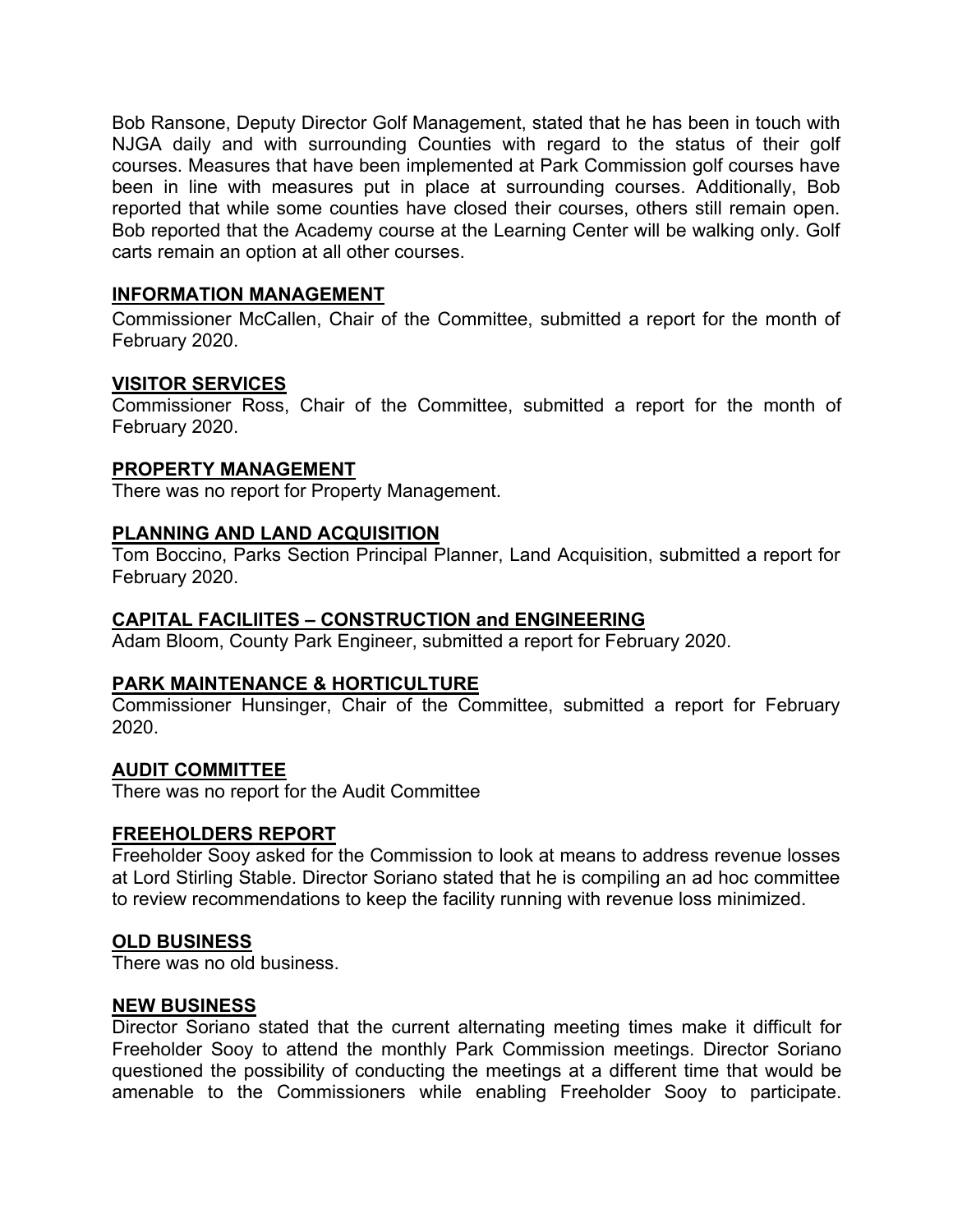Bob Ransone, Deputy Director Golf Management, stated that he has been in touch with NJGA daily and with surrounding Counties with regard to the status of their golf courses. Measures that have been implemented at Park Commission golf courses have been in line with measures put in place at surrounding courses. Additionally, Bob reported that while some counties have closed their courses, others still remain open. Bob reported that the Academy course at the Learning Center will be walking only. Golf carts remain an option at all other courses.

## INFORMATION MANAGEMENT

Commissioner McCallen, Chair of the Committee, submitted a report for the month of February 2020.

## VISITOR SERVICES

Commissioner Ross, Chair of the Committee, submitted a report for the month of February 2020.

## PROPERTY MANAGEMENT

There was no report for Property Management.

## PLANNING AND LAND ACQUISITION

Tom Boccino, Parks Section Principal Planner, Land Acquisition, submitted a report for February 2020.

## CAPITAL FACILIITES – CONSTRUCTION and ENGINEERING

Adam Bloom, County Park Engineer, submitted a report for February 2020.

## PARK MAINTENANCE & HORTICULTURE

Commissioner Hunsinger, Chair of the Committee, submitted a report for February 2020.

## AUDIT COMMITTEE

There was no report for the Audit Committee

## FREEHOLDERS REPORT

Freeholder Sooy asked for the Commission to look at means to address revenue losses at Lord Stirling Stable. Director Soriano stated that he is compiling an ad hoc committee to review recommendations to keep the facility running with revenue loss minimized.

## OLD BUSINESS

There was no old business.

## NEW BUSINESS

Director Soriano stated that the current alternating meeting times make it difficult for Freeholder Sooy to attend the monthly Park Commission meetings. Director Soriano questioned the possibility of conducting the meetings at a different time that would be amenable to the Commissioners while enabling Freeholder Sooy to participate.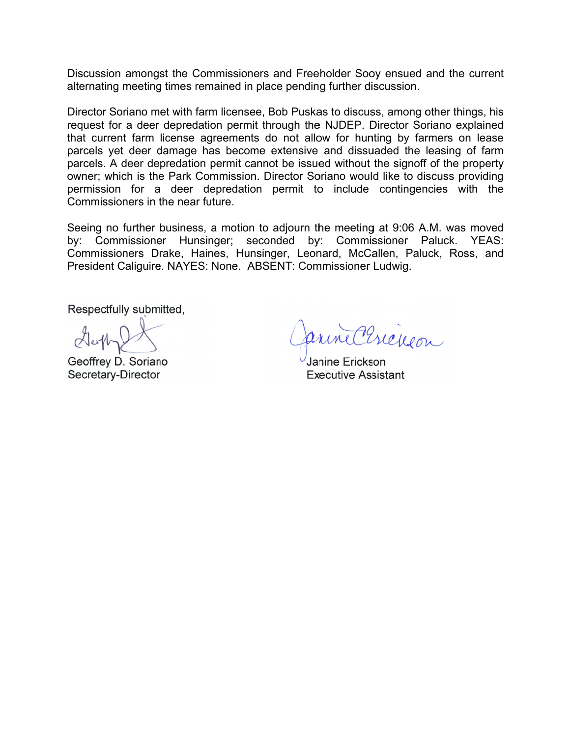Discussion amongst the Commissioners and Freeholder Sooy ensued and the current alternating meeting times remained in place pending further discussion.

Director Soriano met with farm licensee, Bob Puskas to discuss, among other things, his request for a deer depredation permit through the NJDEP. Director Soriano explained that current farm license agreements do not allow for hunting by farmers on lease parcels yet deer damage has become extensive and dissuaded the leasing of farm parcels. A deer depredation permit cannot be issued without the signoff of the property owner; which is the Park Commission. Director Soriano would like to discuss providing permission for a deer depredation permit to include contingencies with the Commissioners in the near future.

Seeing no further business, a motion to adjourn the meeting at 9:06 A.M. was moved by: Commissioner Hunsinger; seconded by: Commissioner Paluck. YEAS: Commissioners Drake, Haines, Hunsinger, Leonard, McCallen, Paluck, Ross, and President Caliguire. NAYES: None. ABSENT: Commissioner Ludwig.

Respectfully submitted,

Geoffrey D. Soriano
Secretary-Director

Janine Erickson
Executive Assistant